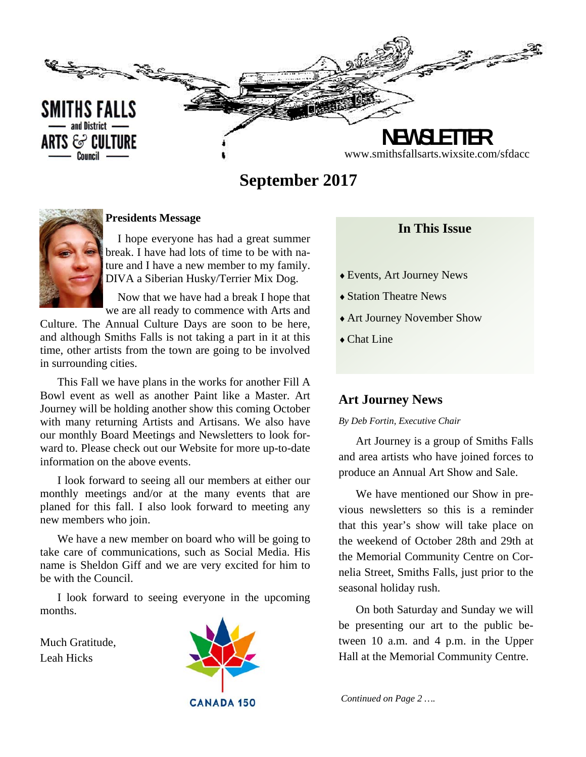SMITHS FALLS and District ARTS & CULTURE Council

# NEWSLETTER

www.smithsfallsarts.wixsite.com/sfdacc

## September 2017

### Presidents Message

I hope everyone has had a great summer break. I have had lots of time to be with nature and I have a new member to my family. DIVA a Siberian Husky/Terrier Mix Dog.

Now that we have had a break I hope that we are all ready to commence with Arts and Culture. The Annual Culture Days are soon to be here, and although Smiths Falls is not taking a part in it at this time, other artists from the town are going to be involved in surrounding cities.

This Fall we have plans in the works for another Fill A Bowl event as well as another Paint like a Master. Art Journey will be holding another show this coming October with many returning Artists and Artisans. We also have our monthly Board Meetings and Newsletters to look forward to. Please check out our Website for more up-to-date information on the above events.

I look forward to seeing all our members at either our monthly meetings and/or at the many events that are planed for this fall. I also look forward to meeting any new members who join.

We have a new member on board who will be going to take care of communications, such as Social Media. His name is Sheldon Giff and we are very excited for him to be with the Council.

I look forward to seeing everyone in the upcoming months.

Much Gratitude,
Leah Hicks

CANADA 150

### In This Issue

- Events, Art Journey News
- Station Theatre News
- Art Journey November Show
- Chat Line

### Art Journey News

*By Deb Fortin, Executive Chair*

Art Journey is a group of Smiths Falls and area artists who have joined forces to produce an Annual Art Show and Sale.

We have mentioned our Show in previous newsletters so this is a reminder that this year's show will take place on the weekend of October 28th and 29th at the Memorial Community Centre on Cornelia Street, Smiths Falls, just prior to the seasonal holiday rush.

On both Saturday and Sunday we will be presenting our art to the public between 10 a.m. and 4 p.m. in the Upper Hall at the Memorial Community Centre.

*Continued on Page 2 ….*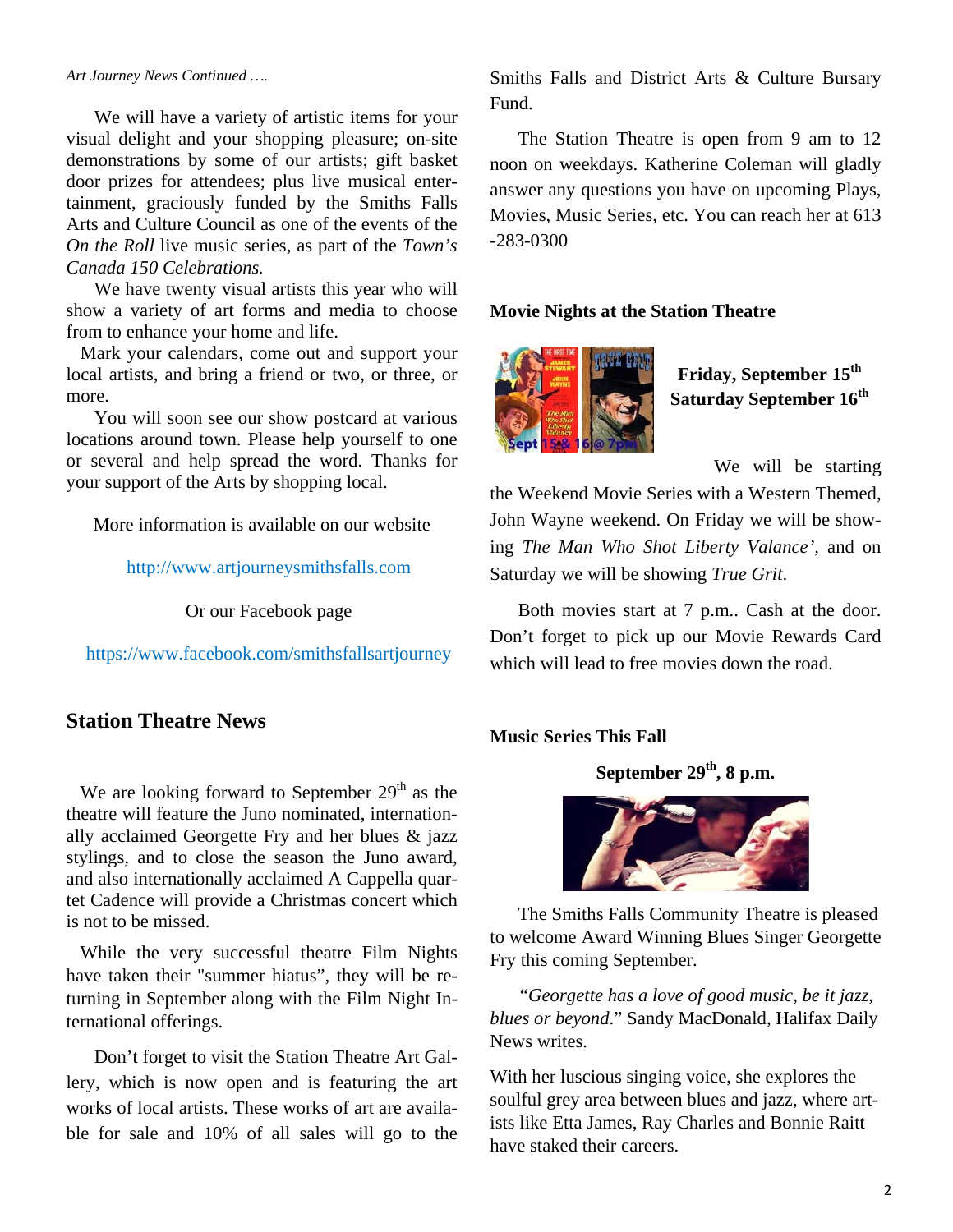*Art Journey News Continued ….*

We will have a variety of artistic items for your visual delight and your shopping pleasure; on-site demonstrations by some of our artists; gift basket door prizes for attendees; plus live musical entertainment, graciously funded by the Smiths Falls Arts and Culture Council as one of the events of the *On the Roll* live music series, as part of the *Town's Canada 150 Celebrations.*

We have twenty visual artists this year who will show a variety of art forms and media to choose from to enhance your home and life.

Mark your calendars, come out and support your local artists, and bring a friend or two, or three, or more.

You will soon see our show postcard at various locations around town. Please help yourself to one or several and help spread the word. Thanks for your support of the Arts by shopping local.

More information is available on our website

http://www.artjourneysmithsfalls.com

Or our Facebook page

https://www.facebook.com/smithsfallsartjourney

## Station Theatre News

We are looking forward to September 29th as the theatre will feature the Juno nominated, internationally acclaimed Georgette Fry and her blues & jazz stylings, and to close the season the Juno award, and also internationally acclaimed A Cappella quartet Cadence will provide a Christmas concert which is not to be missed.

While the very successful theatre Film Nights have taken their "summer hiatus", they will be returning in September along with the Film Night International offerings.

Don't forget to visit the Station Theatre Art Gallery, which is now open and is featuring the art works of local artists. These works of art are available for sale and 10% of all sales will go to the Smiths Falls and District Arts & Culture Bursary Fund.

The Station Theatre is open from 9 am to 12 noon on weekdays. Katherine Coleman will gladly answer any questions you have on upcoming Plays, Movies, Music Series, etc. You can reach her at 613-283-0300

### Movie Nights at the Station Theatre

**Friday, September 15th**
**Saturday September 16th**

We will be starting the Weekend Movie Series with a Western Themed, John Wayne weekend. On Friday we will be showing *The Man Who Shot Liberty Valance'*, and on Saturday we will be showing *True Grit.*

Both movies start at 7 p.m.. Cash at the door. Don't forget to pick up our Movie Rewards Card which will lead to free movies down the road.

### Music Series This Fall

**September 29th, 8 p.m.**

The Smiths Falls Community Theatre is pleased to welcome Award Winning Blues Singer Georgette Fry this coming September.

*"Georgette has a love of good music, be it jazz, blues or beyond.*" Sandy MacDonald, Halifax Daily News writes.

With her luscious singing voice, she explores the soulful grey area between blues and jazz, where artists like Etta James, Ray Charles and Bonnie Raitt have staked their careers.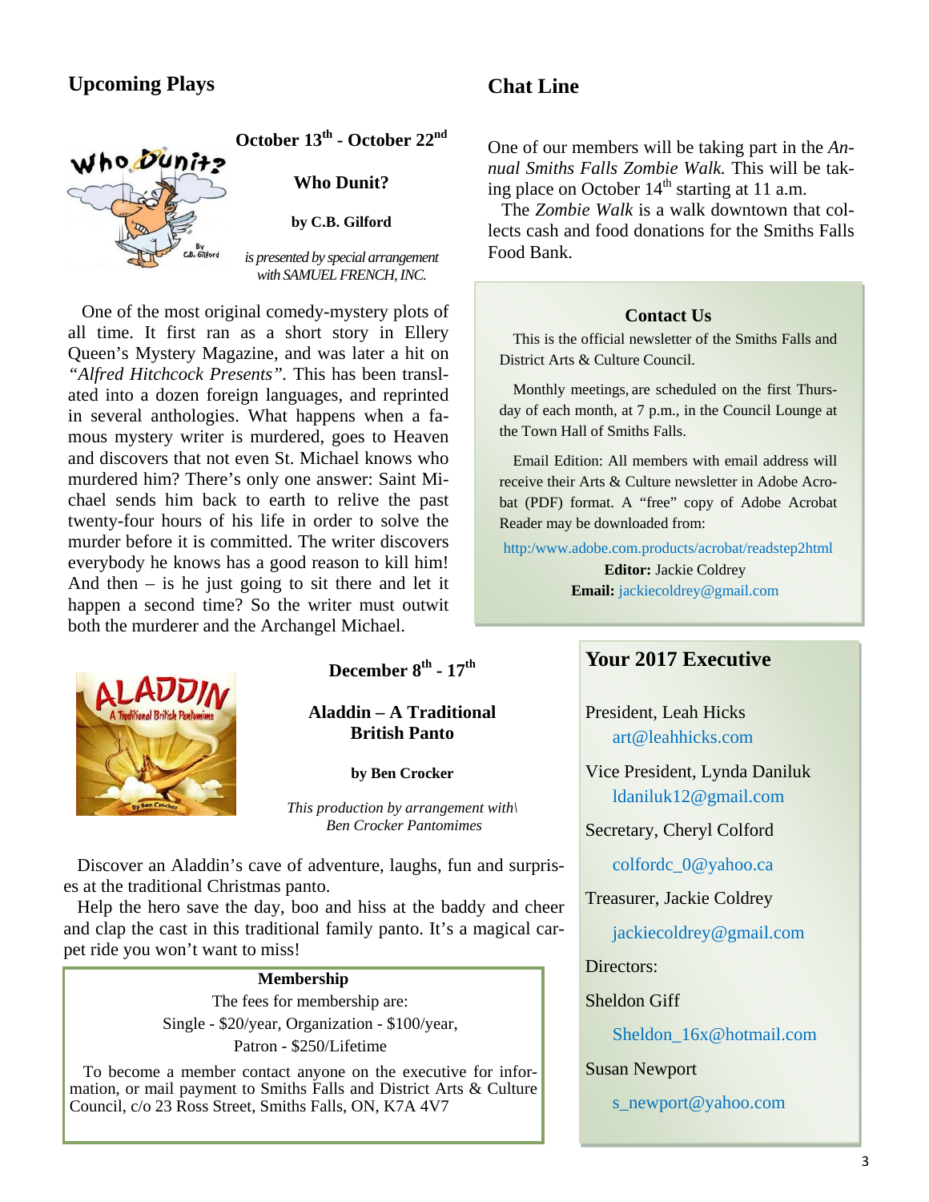## Upcoming Plays

**October 13th - October 22nd**

**Who Dunit?**

**by C.B. Gilford**

*is presented by special arrangement with SAMUEL FRENCH, INC.*

One of the most original comedy-mystery plots of all time. It first ran as a short story in Ellery Queen's Mystery Magazine, and was later a hit on *"Alfred Hitchcock Presents"*. This has been translated into a dozen foreign languages, and reprinted in several anthologies. What happens when a famous mystery writer is murdered, goes to Heaven and discovers that not even St. Michael knows who murdered him? There's only one answer: Saint Michael sends him back to earth to relive the past twenty-four hours of his life in order to solve the murder before it is committed. The writer discovers everybody he knows has a good reason to kill him! And then – is he just going to sit there and let it happen a second time? So the writer must outwit both the murderer and the Archangel Michael.

**December 8th - 17th**

**Aladdin – A Traditional British Panto**

**by Ben Crocker**

*This production by arrangement with\ Ben Crocker Pantomimes*

Discover an Aladdin's cave of adventure, laughs, fun and surprises at the traditional Christmas panto.

Help the hero save the day, boo and hiss at the baddy and cheer and clap the cast in this traditional family panto. It's a magical carpet ride you won't want to miss!

### Membership

The fees for membership are:

Single - $20/year, Organization - $100/year,

Patron - $250/Lifetime

To become a member contact anyone on the executive for information, or mail payment to Smiths Falls and District Arts & Culture Council, c/o 23 Ross Street, Smiths Falls, ON, K7A 4V7

## Chat Line

One of our members will be taking part in the *Annual Smiths Falls Zombie Walk.* This will be taking place on October 14th starting at 11 a.m.

The *Zombie Walk* is a walk downtown that collects cash and food donations for the Smiths Falls Food Bank.

### Contact Us

This is the official newsletter of the Smiths Falls and District Arts & Culture Council.

Monthly meetings, are scheduled on the first Thursday of each month, at 7 p.m., in the Council Lounge at the Town Hall of Smiths Falls.

Email Edition: All members with email address will receive their Arts & Culture newsletter in Adobe Acrobat (PDF) format. A "free" copy of Adobe Acrobat Reader may be downloaded from:

http:/www.adobe.com.products/acrobat/readstep2html

**Editor:** Jackie Coldrey

**Email:** jackiecoldrey@gmail.com

## Your 2017 Executive

President, Leah Hicks
art@leahhicks.com

Vice President, Lynda Daniluk
ldaniluk12@gmail.com

Secretary, Cheryl Colford
colfordc_0@yahoo.ca

Treasurer, Jackie Coldrey
jackiecoldrey@gmail.com

Directors:

Sheldon Giff
Sheldon_16x@hotmail.com

Susan Newport
s_newport@yahoo.com